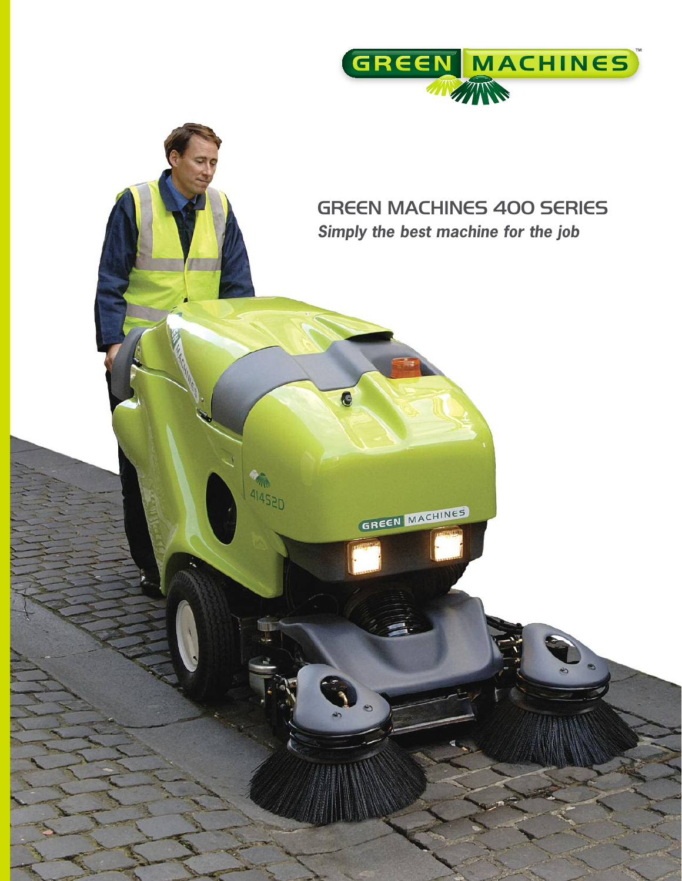# GREEN MACHINES 400 SERIES

***Simply the best machine for the job***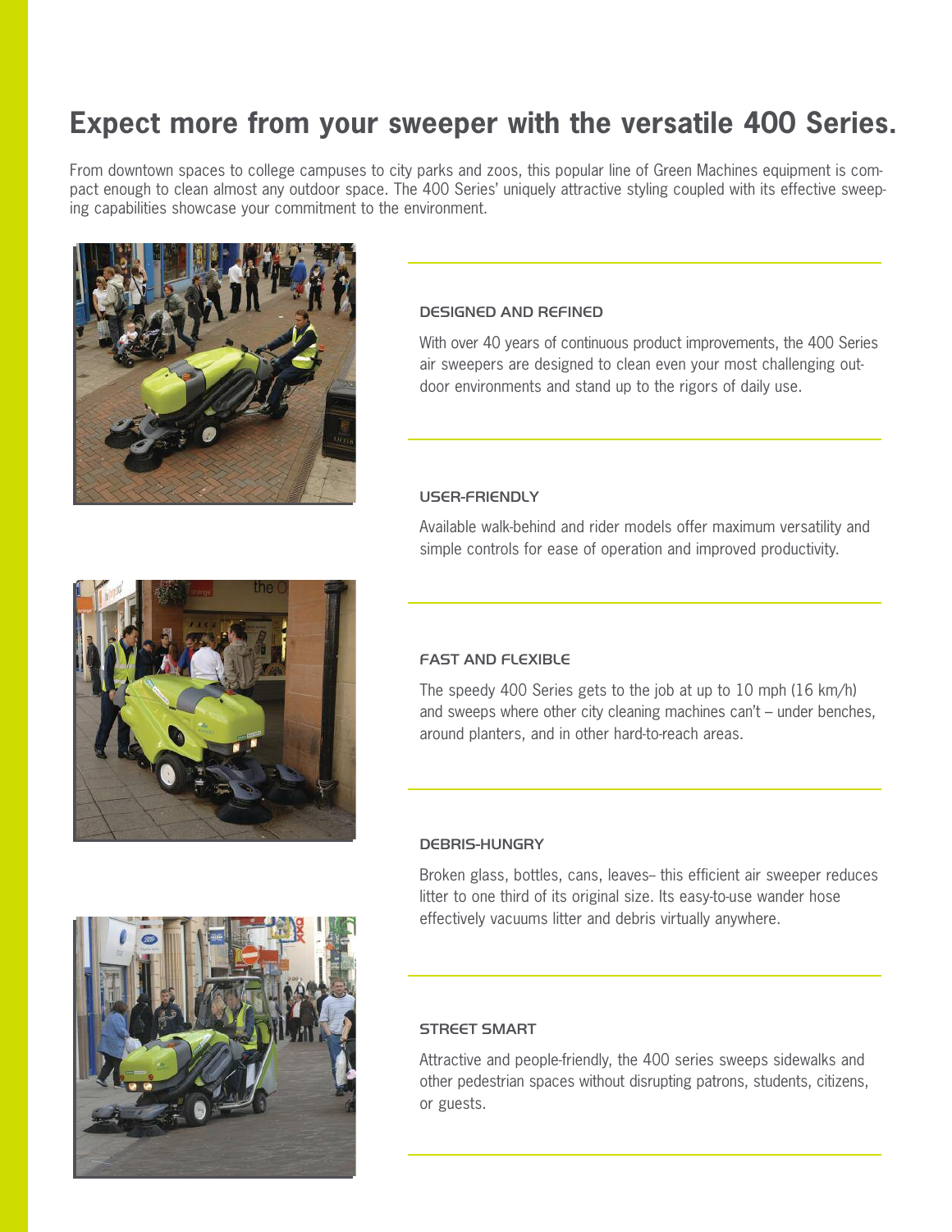# Expect more from your sweeper with the versatile 400 Series.

From downtown spaces to college campuses to city parks and zoos, this popular line of Green Machines equipment is compact enough to clean almost any outdoor space. The 400 Series' uniquely attractive styling coupled with its effective sweeping capabilities showcase your commitment to the environment.

### DESIGNED AND REFINED

With over 40 years of continuous product improvements, the 400 Series air sweepers are designed to clean even your most challenging outdoor environments and stand up to the rigors of daily use.

### USER-FRIENDLY

Available walk-behind and rider models offer maximum versatility and simple controls for ease of operation and improved productivity.

### FAST AND FLEXIBLE

The speedy 400 Series gets to the job at up to 10 mph (16 km/h) and sweeps where other city cleaning machines can't – under benches, around planters, and in other hard-to-reach areas.

### DEBRIS-HUNGRY

Broken glass, bottles, cans, leaves– this efficient air sweeper reduces litter to one third of its original size. Its easy-to-use wander hose effectively vacuums litter and debris virtually anywhere.

### STREET SMART

Attractive and people-friendly, the 400 series sweeps sidewalks and other pedestrian spaces without disrupting patrons, students, citizens, or guests.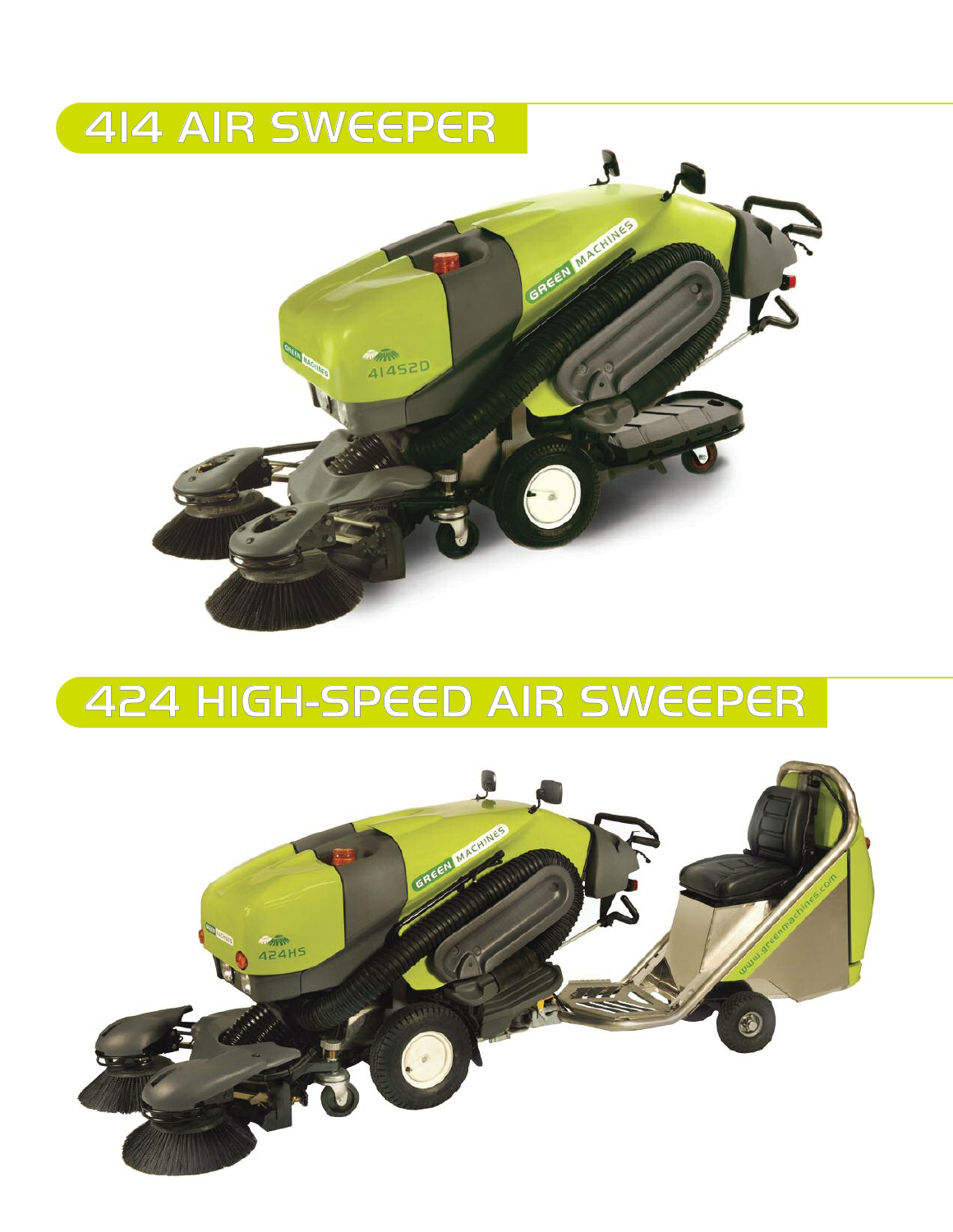# 414 AIR SWEEPER

# 424 HIGH-SPEED AIR SWEEPER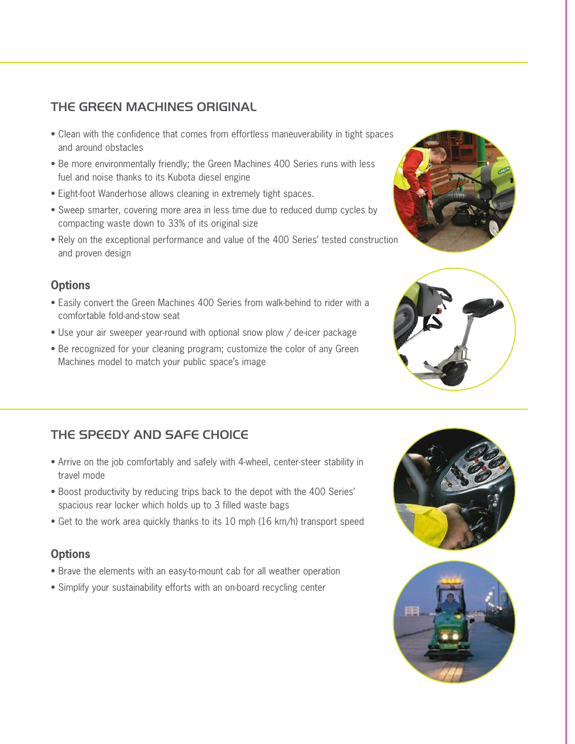## THE GREEN MACHINES ORIGINAL

- Clean with the confidence that comes from effortless maneuverability in tight spaces and around obstacles
- Be more environmentally friendly; the Green Machines 400 Series runs with less fuel and noise thanks to its Kubota diesel engine
- Eight-foot Wanderhose allows cleaning in extremely tight spaces.
- Sweep smarter, covering more area in less time due to reduced dump cycles by compacting waste down to 33% of its original size
- Rely on the exceptional performance and value of the 400 Series' tested construction and proven design

### Options

- Easily convert the Green Machines 400 Series from walk-behind to rider with a comfortable fold-and-stow seat
- Use your air sweeper year-round with optional snow plow / de-icer package
- Be recognized for your cleaning program; customize the color of any Green Machines model to match your public space's image

## THE SPEEDY AND SAFE CHOICE

- Arrive on the job comfortably and safely with 4-wheel, center-steer stability in travel mode
- Boost productivity by reducing trips back to the depot with the 400 Series' spacious rear locker which holds up to 3 filled waste bags
- Get to the work area quickly thanks to its 10 mph (16 km/h) transport speed

### Options

- Brave the elements with an easy-to-mount cab for all weather operation
- Simplify your sustainability efforts with an on-board recycling center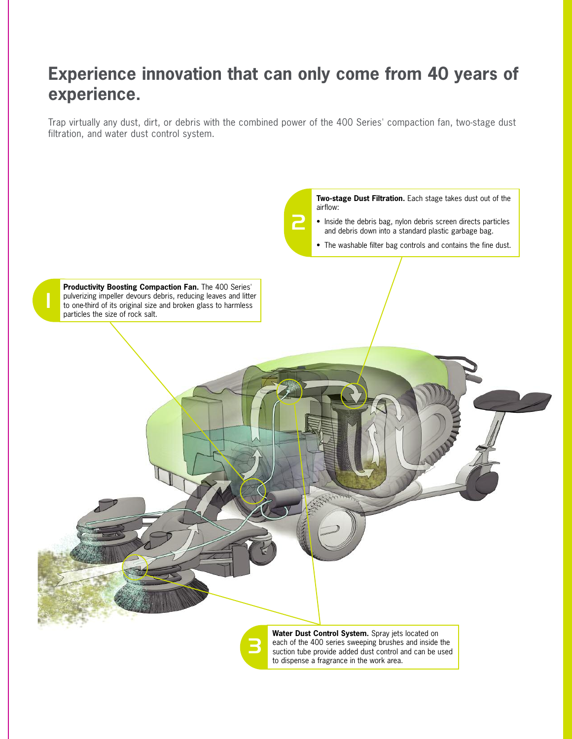# Experience innovation that can only come from 40 years of experience.

Trap virtually any dust, dirt, or debris with the combined power of the 400 Series' compaction fan, two-stage dust filtration, and water dust control system.

**2**

**Two-stage Dust Filtration.** Each stage takes dust out of the airflow:

- Inside the debris bag, nylon debris screen directs particles and debris down into a standard plastic garbage bag.
- The washable filter bag controls and contains the fine dust.

**1**

**Productivity Boosting Compaction Fan.** The 400 Series' pulverizing impeller devours debris, reducing leaves and litter to one-third of its original size and broken glass to harmless particles the size of rock salt.

**3**

**Water Dust Control System.** Spray jets located on each of the 400 series sweeping brushes and inside the suction tube provide added dust control and can be used to dispense a fragrance in the work area.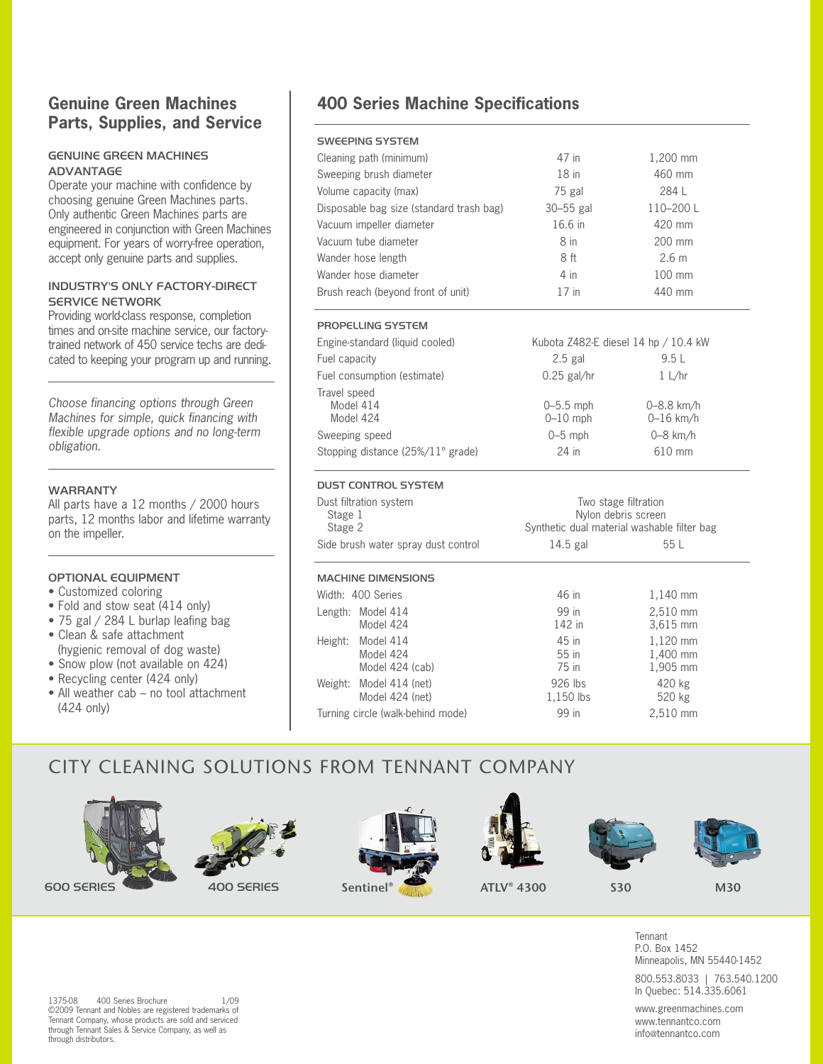## Genuine Green Machines Parts, Supplies, and Service

### GENUINE GREEN MACHINES ADVANTAGE

Operate your machine with confidence by choosing genuine Green Machines parts. Only authentic Green Machines parts are engineered in conjunction with Green Machines equipment. For years of worry-free operation, accept only genuine parts and supplies.

### INDUSTRY'S ONLY FACTORY-DIRECT SERVICE NETWORK

Providing world-class response, completion times and on-site machine service, our factory-trained network of 450 service techs are dedicated to keeping your program up and running.

*Choose financing options through Green Machines for simple, quick financing with flexible upgrade options and no long-term obligation.*

### WARRANTY

All parts have a 12 months / 2000 hours parts, 12 months labor and lifetime warranty on the impeller.

### OPTIONAL EQUIPMENT

- Customized coloring
- Fold and stow seat (414 only)
- 75 gal / 284 L burlap leafing bag
- Clean & safe attachment (hygienic removal of dog waste)
- Snow plow (not available on 424)
- Recycling center (424 only)
- All weather cab – no tool attachment (424 only)

## 400 Series Machine Specifications

### SWEEPING SYSTEM

| | | |
|---|---|---|
| Cleaning path (minimum) | 47 in | 1,200 mm |
| Sweeping brush diameter | 18 in | 460 mm |
| Volume capacity (max) | 75 gal | 284 L |
| Disposable bag size (standard trash bag) | 30–55 gal | 110–200 L |
| Vacuum impeller diameter | 16.6 in | 420 mm |
| Vacuum tube diameter | 8 in | 200 mm |
| Wander hose length | 8 ft | 2.6 m |
| Wander hose diameter | 4 in | 100 mm |
| Brush reach (beyond front of unit) | 17 in | 440 mm |

### PROPELLING SYSTEM

| | | |
|---|---|---|
| Engine-standard (liquid cooled) | Kubota Z482-E diesel 14 hp / 10.4 kW | |
| Fuel capacity | 2.5 gal | 9.5 L |
| Fuel consumption (estimate) | 0.25 gal/hr | 1 L/hr |
| Travel speed | | |
| Model 414 | 0–5.5 mph | 0–8.8 km/h |
| Model 424 | 0–10 mph | 0–16 km/h |
| Sweeping speed | 0–5 mph | 0–8 km/h |
| Stopping distance (25%/11° grade) | 24 in | 610 mm |

### DUST CONTROL SYSTEM

| | | |
|---|---|---|
| Dust filtration system | Two stage filtration | |
| Stage 1 | Nylon debris screen | |
| Stage 2 | Synthetic dual material washable filter bag | |
| Side brush water spray dust control | 14.5 gal | 55 L |

### MACHINE DIMENSIONS

| | | |
|---|---|---|
| Width: 400 Series | 46 in | 1,140 mm |
| Length: Model 414 | 99 in | 2,510 mm |
| Model 424 | 142 in | 3,615 mm |
| Height: Model 414 | 45 in | 1,120 mm |
| Model 424 | 55 in | 1,400 mm |
| Model 424 (cab) | 75 in | 1,905 mm |
| Weight: Model 414 (net) | 926 lbs | 420 kg |
| Model 424 (net) | 1,150 lbs | 520 kg |
| Turning circle (walk-behind mode) | 99 in | 2,510 mm |

## CITY CLEANING SOLUTIONS FROM TENNANT COMPANY

600 SERIES

400 SERIES

Sentinel®

ATLV® 4300

S30

M30

1375-08 400 Series Brochure 1/09
©2009 Tennant and Nobles are registered trademarks of Tennant Company, whose products are sold and serviced through Tennant Sales & Service Company, as well as through distributors.

Tennant
P.O. Box 1452
Minneapolis, MN 55440-1452

800.553.8033 | 763.540.1200
In Quebec: 514.335.6061

www.greenmachines.com
www.tennantco.com
info@tennantco.com